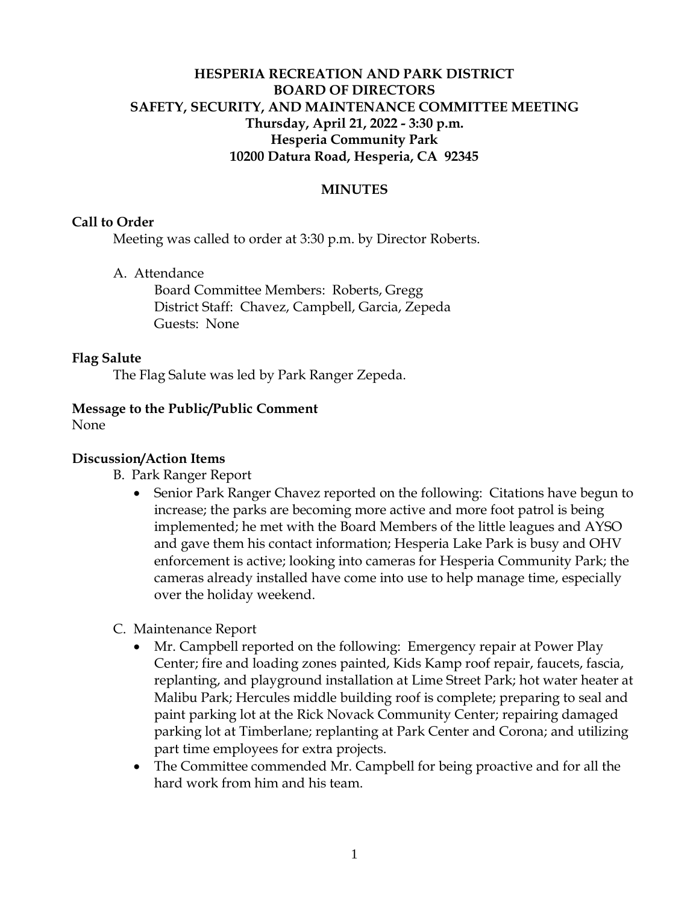# HESPERIA RECREATION AND PARK DISTRICT
## BOARD OF DIRECTORS
## SAFETY, SECURITY, AND MAINTENANCE COMMITTEE MEETING

**Thursday, April 21, 2022 - 3:30 p.m.**
**Hesperia Community Park**
**10200 Datura Road, Hesperia, CA 92345**

## MINUTES

### Call to Order

Meeting was called to order at 3:30 p.m. by Director Roberts.

A. Attendance
   - Board Committee Members: Roberts, Gregg
   - District Staff: Chavez, Campbell, Garcia, Zepeda
   - Guests: None

### Flag Salute

The Flag Salute was led by Park Ranger Zepeda.

### Message to the Public/Public Comment

None

### Discussion/Action Items

B. Park Ranger Report
   - Senior Park Ranger Chavez reported on the following: Citations have begun to increase; the parks are becoming more active and more foot patrol is being implemented; he met with the Board Members of the little leagues and AYSO and gave them his contact information; Hesperia Lake Park is busy and OHV enforcement is active; looking into cameras for Hesperia Community Park; the cameras already installed have come into use to help manage time, especially over the holiday weekend.

C. Maintenance Report
   - Mr. Campbell reported on the following: Emergency repair at Power Play Center; fire and loading zones painted, Kids Kamp roof repair, faucets, fascia, replanting, and playground installation at Lime Street Park; hot water heater at Malibu Park; Hercules middle building roof is complete; preparing to seal and paint parking lot at the Rick Novack Community Center; repairing damaged parking lot at Timberlane; replanting at Park Center and Corona; and utilizing part time employees for extra projects.
   - The Committee commended Mr. Campbell for being proactive and for all the hard work from him and his team.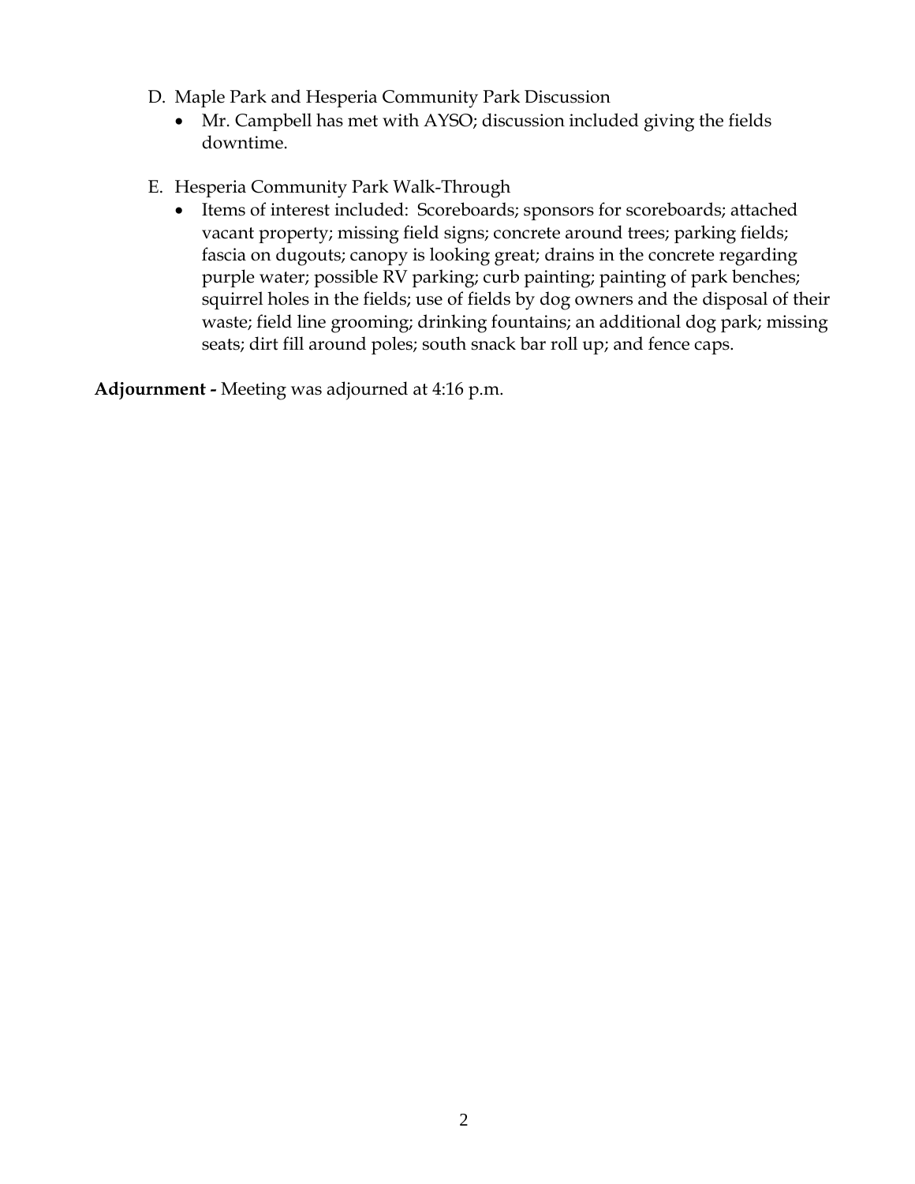D. Maple Park and Hesperia Community Park Discussion
   - Mr. Campbell has met with AYSO; discussion included giving the fields downtime.

E. Hesperia Community Park Walk-Through
   - Items of interest included: Scoreboards; sponsors for scoreboards; attached vacant property; missing field signs; concrete around trees; parking fields; fascia on dugouts; canopy is looking great; drains in the concrete regarding purple water; possible RV parking; curb painting; painting of park benches; squirrel holes in the fields; use of fields by dog owners and the disposal of their waste; field line grooming; drinking fountains; an additional dog park; missing seats; dirt fill around poles; south snack bar roll up; and fence caps.

**Adjournment -** Meeting was adjourned at 4:16 p.m.